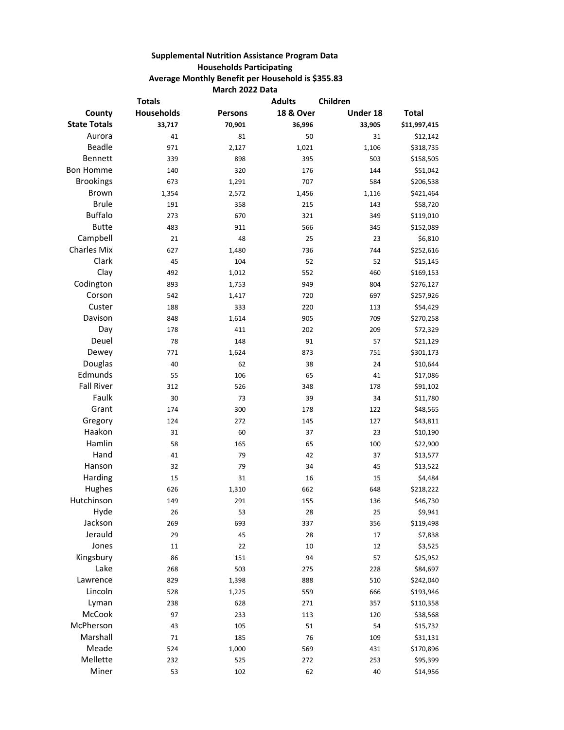**Supplemental Nutrition Assistance Program Data**
**Households Participating**
**Average Monthly Benefit per Household is $355.83**
**March 2022 Data**

| | Totals | | Adults | Children | |
|---|---|---|---|---|---|
| **County** | **Households** | **Persons** | **18 & Over** | **Under 18** | **Total** |
| **State Totals** | **33,717** | **70,901** | **36,996** | **33,905** | **$11,997,415** |
| Aurora | 41 | 81 | 50 | 31 | $12,142 |
| Beadle | 971 | 2,127 | 1,021 | 1,106 | $318,735 |
| Bennett | 339 | 898 | 395 | 503 | $158,505 |
| Bon Homme | 140 | 320 | 176 | 144 | $51,042 |
| Brookings | 673 | 1,291 | 707 | 584 | $206,538 |
| Brown | 1,354 | 2,572 | 1,456 | 1,116 | $421,464 |
| Brule | 191 | 358 | 215 | 143 | $58,720 |
| Buffalo | 273 | 670 | 321 | 349 | $119,010 |
| Butte | 483 | 911 | 566 | 345 | $152,089 |
| Campbell | 21 | 48 | 25 | 23 | $6,810 |
| Charles Mix | 627 | 1,480 | 736 | 744 | $252,616 |
| Clark | 45 | 104 | 52 | 52 | $15,145 |
| Clay | 492 | 1,012 | 552 | 460 | $169,153 |
| Codington | 893 | 1,753 | 949 | 804 | $276,127 |
| Corson | 542 | 1,417 | 720 | 697 | $257,926 |
| Custer | 188 | 333 | 220 | 113 | $54,429 |
| Davison | 848 | 1,614 | 905 | 709 | $270,258 |
| Day | 178 | 411 | 202 | 209 | $72,329 |
| Deuel | 78 | 148 | 91 | 57 | $21,129 |
| Dewey | 771 | 1,624 | 873 | 751 | $301,173 |
| Douglas | 40 | 62 | 38 | 24 | $10,644 |
| Edmunds | 55 | 106 | 65 | 41 | $17,086 |
| Fall River | 312 | 526 | 348 | 178 | $91,102 |
| Faulk | 30 | 73 | 39 | 34 | $11,780 |
| Grant | 174 | 300 | 178 | 122 | $48,565 |
| Gregory | 124 | 272 | 145 | 127 | $43,811 |
| Haakon | 31 | 60 | 37 | 23 | $10,190 |
| Hamlin | 58 | 165 | 65 | 100 | $22,900 |
| Hand | 41 | 79 | 42 | 37 | $13,577 |
| Hanson | 32 | 79 | 34 | 45 | $13,522 |
| Harding | 15 | 31 | 16 | 15 | $4,484 |
| Hughes | 626 | 1,310 | 662 | 648 | $218,222 |
| Hutchinson | 149 | 291 | 155 | 136 | $46,730 |
| Hyde | 26 | 53 | 28 | 25 | $9,941 |
| Jackson | 269 | 693 | 337 | 356 | $119,498 |
| Jerauld | 29 | 45 | 28 | 17 | $7,838 |
| Jones | 11 | 22 | 10 | 12 | $3,525 |
| Kingsbury | 86 | 151 | 94 | 57 | $25,952 |
| Lake | 268 | 503 | 275 | 228 | $84,697 |
| Lawrence | 829 | 1,398 | 888 | 510 | $242,040 |
| Lincoln | 528 | 1,225 | 559 | 666 | $193,946 |
| Lyman | 238 | 628 | 271 | 357 | $110,358 |
| McCook | 97 | 233 | 113 | 120 | $38,568 |
| McPherson | 43 | 105 | 51 | 54 | $15,732 |
| Marshall | 71 | 185 | 76 | 109 | $31,131 |
| Meade | 524 | 1,000 | 569 | 431 | $170,896 |
| Mellette | 232 | 525 | 272 | 253 | $95,399 |
| Miner | 53 | 102 | 62 | 40 | $14,956 |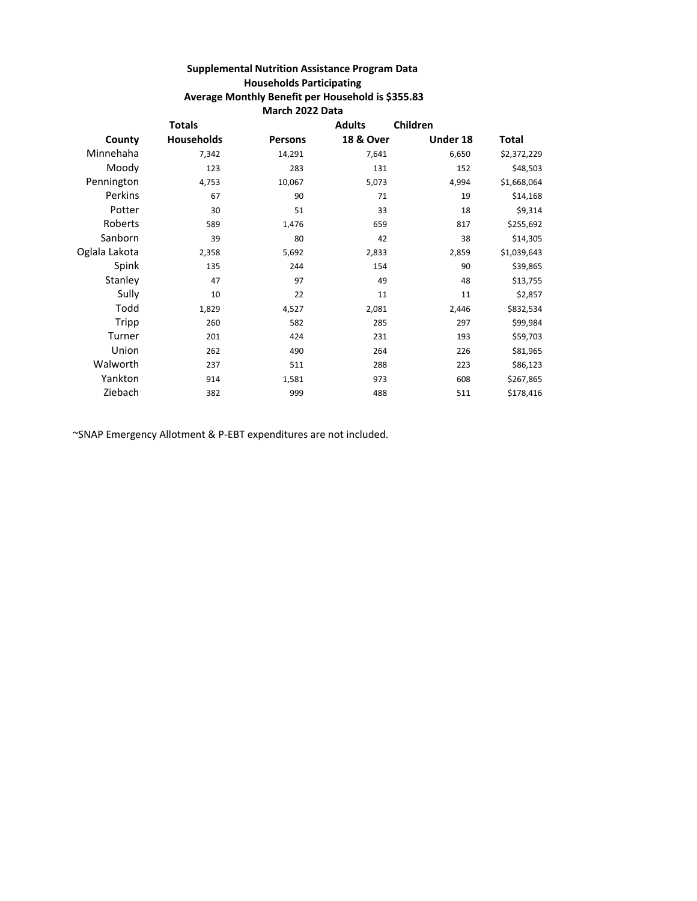**Supplemental Nutrition Assistance Program Data**
**Households Participating**
**Average Monthly Benefit per Household is $355.83**
**March 2022 Data**

| | Totals | | Adults | Children | |
|---|---|---|---|---|---|
| **County** | **Households** | **Persons** | **18 & Over** | **Under 18** | **Total** |
| Minnehaha | 7,342 | 14,291 | 7,641 | 6,650 | $2,372,229 |
| Moody | 123 | 283 | 131 | 152 | $48,503 |
| Pennington | 4,753 | 10,067 | 5,073 | 4,994 | $1,668,064 |
| Perkins | 67 | 90 | 71 | 19 | $14,168 |
| Potter | 30 | 51 | 33 | 18 | $9,314 |
| Roberts | 589 | 1,476 | 659 | 817 | $255,692 |
| Sanborn | 39 | 80 | 42 | 38 | $14,305 |
| Oglala Lakota | 2,358 | 5,692 | 2,833 | 2,859 | $1,039,643 |
| Spink | 135 | 244 | 154 | 90 | $39,865 |
| Stanley | 47 | 97 | 49 | 48 | $13,755 |
| Sully | 10 | 22 | 11 | 11 | $2,857 |
| Todd | 1,829 | 4,527 | 2,081 | 2,446 | $832,534 |
| Tripp | 260 | 582 | 285 | 297 | $99,984 |
| Turner | 201 | 424 | 231 | 193 | $59,703 |
| Union | 262 | 490 | 264 | 226 | $81,965 |
| Walworth | 237 | 511 | 288 | 223 | $86,123 |
| Yankton | 914 | 1,581 | 973 | 608 | $267,865 |
| Ziebach | 382 | 999 | 488 | 511 | $178,416 |

~SNAP Emergency Allotment & P-EBT expenditures are not included.